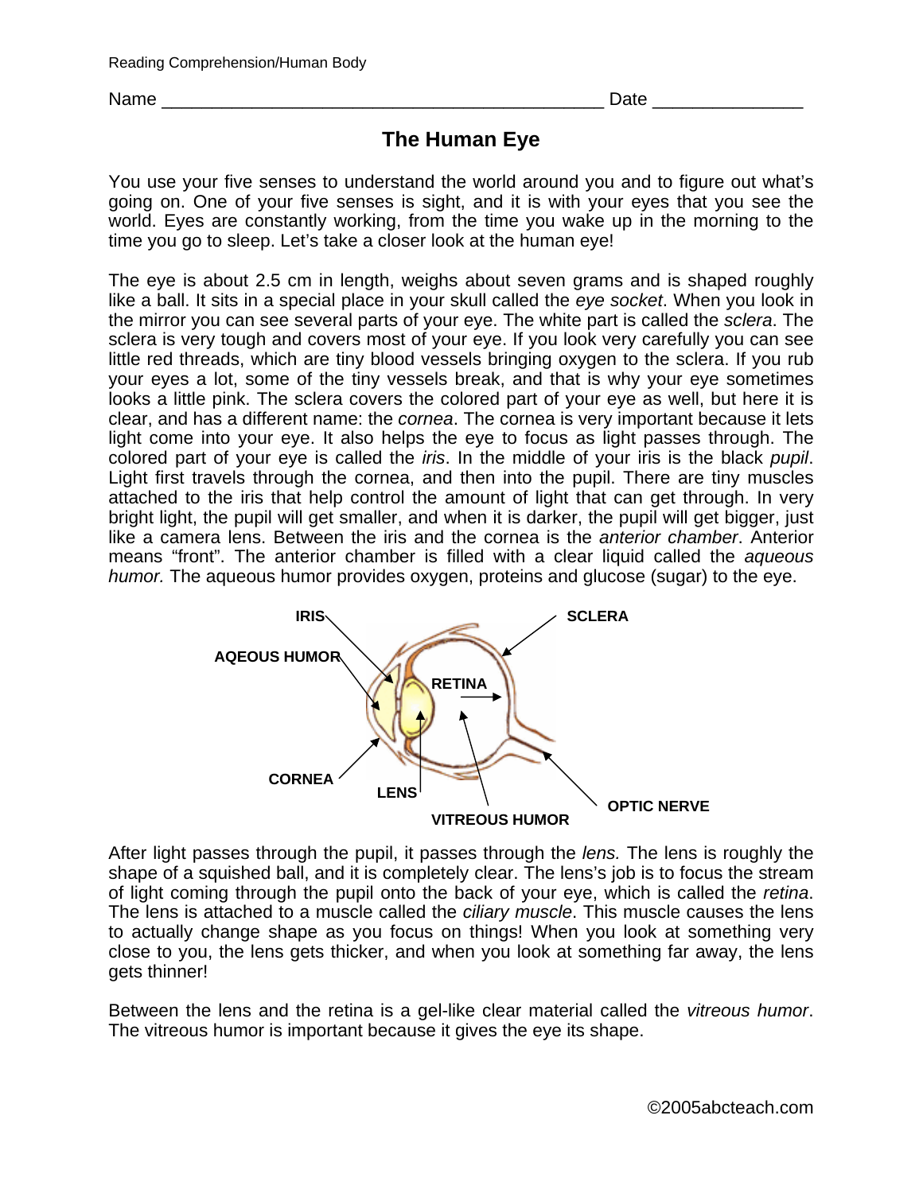Name ____________________________________________ Date _______________

# The Human Eye

You use your five senses to understand the world around you and to figure out what's going on. One of your five senses is sight, and it is with your eyes that you see the world. Eyes are constantly working, from the time you wake up in the morning to the time you go to sleep. Let's take a closer look at the human eye!

The eye is about 2.5 cm in length, weighs about seven grams and is shaped roughly like a ball. It sits in a special place in your skull called the *eye socket*. When you look in the mirror you can see several parts of your eye. The white part is called the *sclera*. The sclera is very tough and covers most of your eye. If you look very carefully you can see little red threads, which are tiny blood vessels bringing oxygen to the sclera. If you rub your eyes a lot, some of the tiny vessels break, and that is why your eye sometimes looks a little pink. The sclera covers the colored part of your eye as well, but here it is clear, and has a different name: the *cornea*. The cornea is very important because it lets light come into your eye. It also helps the eye to focus as light passes through. The colored part of your eye is called the *iris*. In the middle of your iris is the black *pupil*. Light first travels through the cornea, and then into the pupil. There are tiny muscles attached to the iris that help control the amount of light that can get through. In very bright light, the pupil will get smaller, and when it is darker, the pupil will get bigger, just like a camera lens. Between the iris and the cornea is the *anterior chamber*. Anterior means "front". The anterior chamber is filled with a clear liquid called the *aqueous humor.* The aqueous humor provides oxygen, proteins and glucose (sugar) to the eye.

IRIS, SCLERA, AQEOUS HUMOR, RETINA, CORNEA, LENS, OPTIC NERVE, VITREOUS HUMOR

After light passes through the pupil, it passes through the *lens.* The lens is roughly the shape of a squished ball, and it is completely clear. The lens's job is to focus the stream of light coming through the pupil onto the back of your eye, which is called the *retina*. The lens is attached to a muscle called the *ciliary muscle*. This muscle causes the lens to actually change shape as you focus on things! When you look at something very close to you, the lens gets thicker, and when you look at something far away, the lens gets thinner!

Between the lens and the retina is a gel-like clear material called the *vitreous humor*. The vitreous humor is important because it gives the eye its shape.

©2005abcteach.com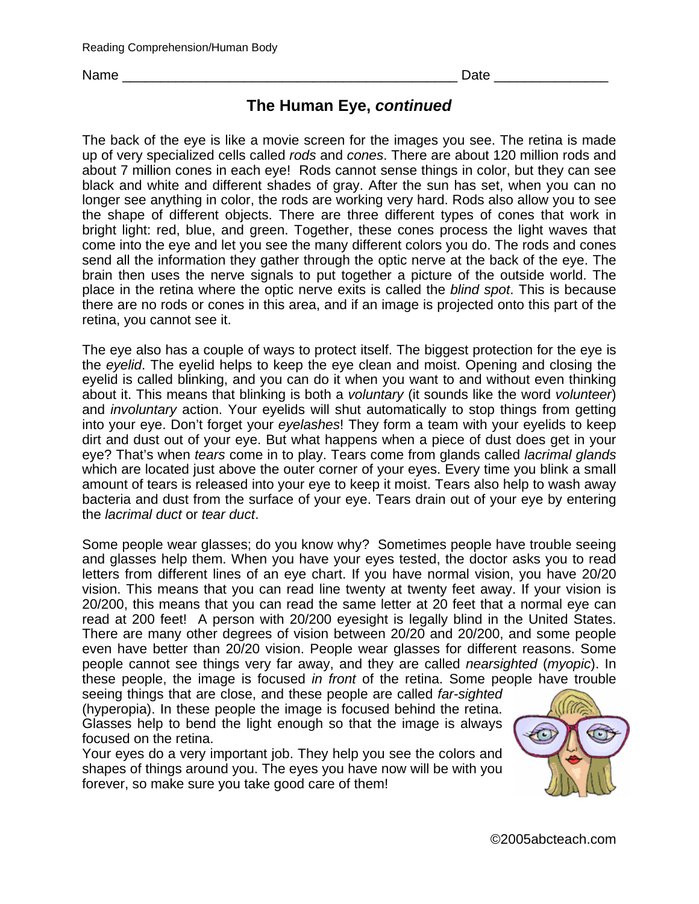Reading Comprehension/Human Body

Name _____________________________________________ Date _______________

# The Human Eye, *continued*

The back of the eye is like a movie screen for the images you see. The retina is made up of very specialized cells called *rods* and *cones*. There are about 120 million rods and about 7 million cones in each eye! Rods cannot sense things in color, but they can see black and white and different shades of gray. After the sun has set, when you can no longer see anything in color, the rods are working very hard. Rods also allow you to see the shape of different objects. There are three different types of cones that work in bright light: red, blue, and green. Together, these cones process the light waves that come into the eye and let you see the many different colors you do. The rods and cones send all the information they gather through the optic nerve at the back of the eye. The brain then uses the nerve signals to put together a picture of the outside world. The place in the retina where the optic nerve exits is called the *blind spot*. This is because there are no rods or cones in this area, and if an image is projected onto this part of the retina, you cannot see it.

The eye also has a couple of ways to protect itself. The biggest protection for the eye is the *eyelid*. The eyelid helps to keep the eye clean and moist. Opening and closing the eyelid is called blinking, and you can do it when you want to and without even thinking about it. This means that blinking is both a *voluntary* (it sounds like the word *volunteer*) and *involuntary* action. Your eyelids will shut automatically to stop things from getting into your eye. Don't forget your *eyelashes*! They form a team with your eyelids to keep dirt and dust out of your eye. But what happens when a piece of dust does get in your eye? That's when *tears* come in to play. Tears come from glands called *lacrimal glands* which are located just above the outer corner of your eyes. Every time you blink a small amount of tears is released into your eye to keep it moist. Tears also help to wash away bacteria and dust from the surface of your eye. Tears drain out of your eye by entering the *lacrimal duct* or *tear duct*.

Some people wear glasses; do you know why? Sometimes people have trouble seeing and glasses help them. When you have your eyes tested, the doctor asks you to read letters from different lines of an eye chart. If you have normal vision, you have 20/20 vision. This means that you can read line twenty at twenty feet away. If your vision is 20/200, this means that you can read the same letter at 20 feet that a normal eye can read at 200 feet! A person with 20/200 eyesight is legally blind in the United States. There are many other degrees of vision between 20/20 and 20/200, and some people even have better than 20/20 vision. People wear glasses for different reasons. Some people cannot see things very far away, and they are called *nearsighted* (*myopic*). In these people, the image is focused *in front* of the retina. Some people have trouble seeing things that are close, and these people are called *far-sighted* (hyperopia). In these people the image is focused behind the retina. Glasses help to bend the light enough so that the image is always focused on the retina.

Your eyes do a very important job. They help you see the colors and shapes of things around you. The eyes you have now will be with you forever, so make sure you take good care of them!

©2005abcteach.com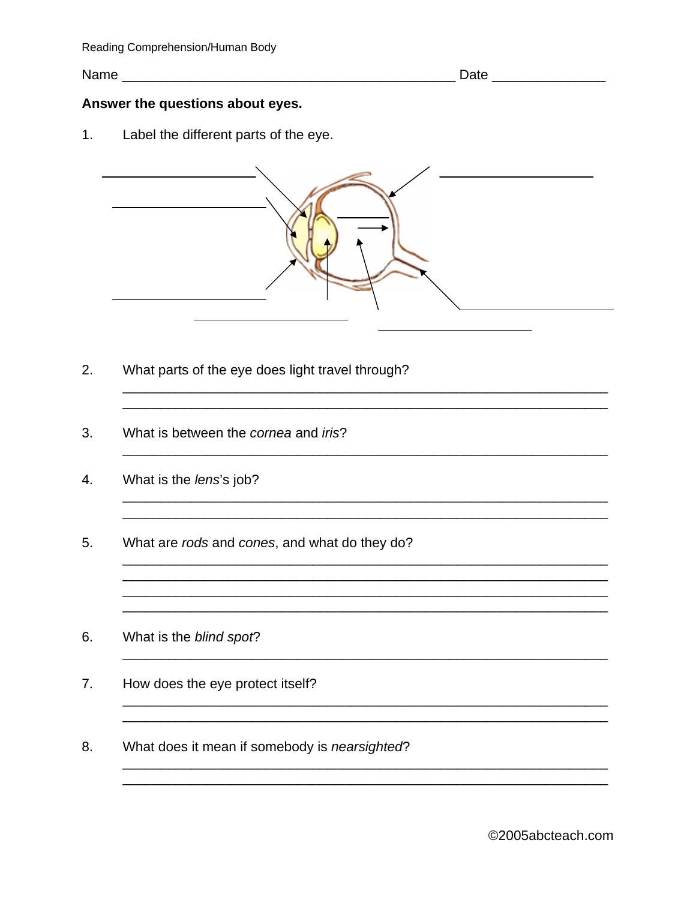Name _______________________________________________ Date _______________

**Answer the questions about eyes.**

1. Label the different parts of the eye.

2. What parts of the eye does light travel through?

_______________________________________________________________________

_______________________________________________________________________

3. What is between the *cornea* and *iris*?

_______________________________________________________________________

4. What is the *lens*'s job?

_______________________________________________________________________

_______________________________________________________________________

5. What are *rods* and *cones*, and what do they do?

_______________________________________________________________________

_______________________________________________________________________

_______________________________________________________________________

_______________________________________________________________________

6. What is the *blind spot*?

_______________________________________________________________________

7. How does the eye protect itself?

_______________________________________________________________________

_______________________________________________________________________

8. What does it mean if somebody is *nearsighted*?

_______________________________________________________________________

_______________________________________________________________________

©2005abcteach.com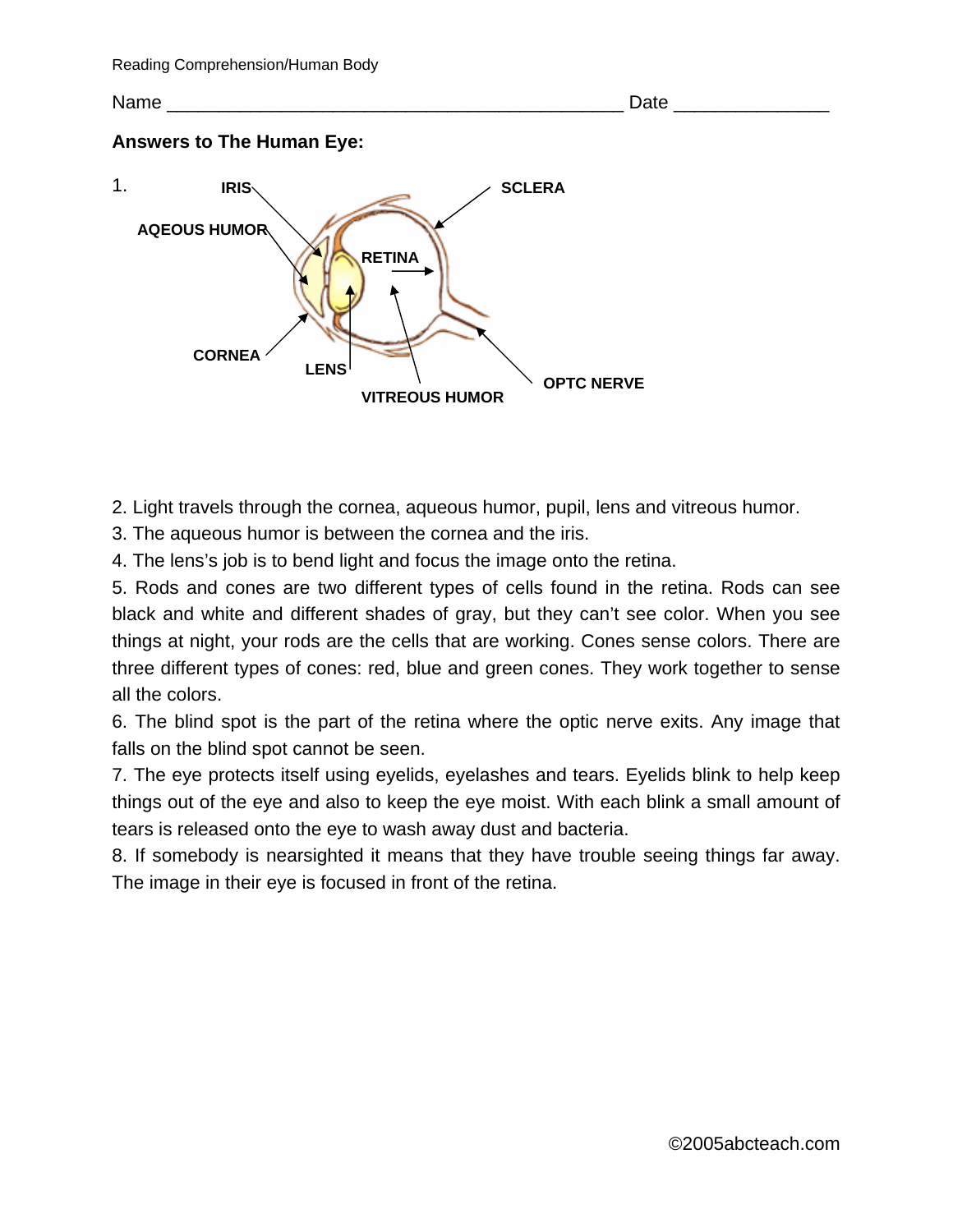Name _____________________________________________ Date _______________

**Answers to The Human Eye:**

1.

IRIS

SCLERA

AQEOUS HUMOR

RETINA

CORNEA

LENS

VITREOUS HUMOR

OPTC NERVE

2. Light travels through the cornea, aqueous humor, pupil, lens and vitreous humor.
3. The aqueous humor is between the cornea and the iris.
4. The lens's job is to bend light and focus the image onto the retina.
5. Rods and cones are two different types of cells found in the retina. Rods can see black and white and different shades of gray, but they can't see color. When you see things at night, your rods are the cells that are working. Cones sense colors. There are three different types of cones: red, blue and green cones. They work together to sense all the colors.
6. The blind spot is the part of the retina where the optic nerve exits. Any image that falls on the blind spot cannot be seen.
7. The eye protects itself using eyelids, eyelashes and tears. Eyelids blink to help keep things out of the eye and also to keep the eye moist. With each blink a small amount of tears is released onto the eye to wash away dust and bacteria.
8. If somebody is nearsighted it means that they have trouble seeing things far away. The image in their eye is focused in front of the retina.